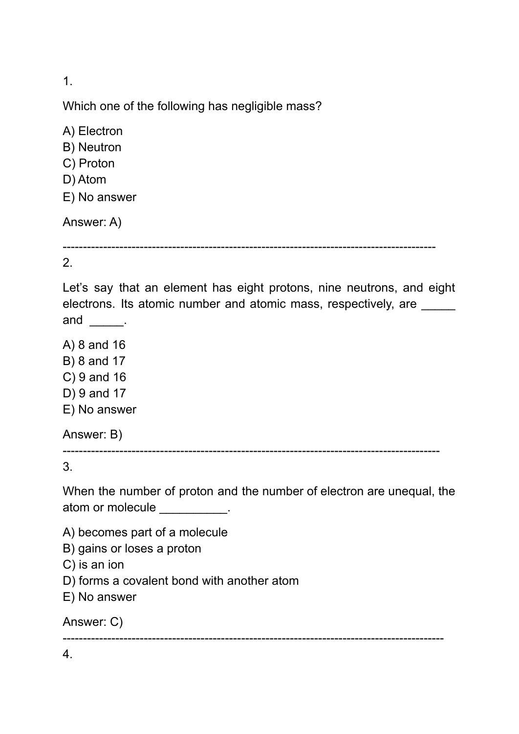1.

Which one of the following has negligible mass?

A) Electron
B) Neutron
C) Proton
D) Atom
E) No answer

Answer: A)

---

2.

Let's say that an element has eight protons, nine neutrons, and eight electrons. Its atomic number and atomic mass, respectively, are _____ and _____.

A) 8 and 16
B) 8 and 17
C) 9 and 16
D) 9 and 17
E) No answer

Answer: B)

---

3.

When the number of proton and the number of electron are unequal, the atom or molecule __________.

A) becomes part of a molecule
B) gains or loses a proton
C) is an ion
D) forms a covalent bond with another atom
E) No answer

Answer: C)

---

4.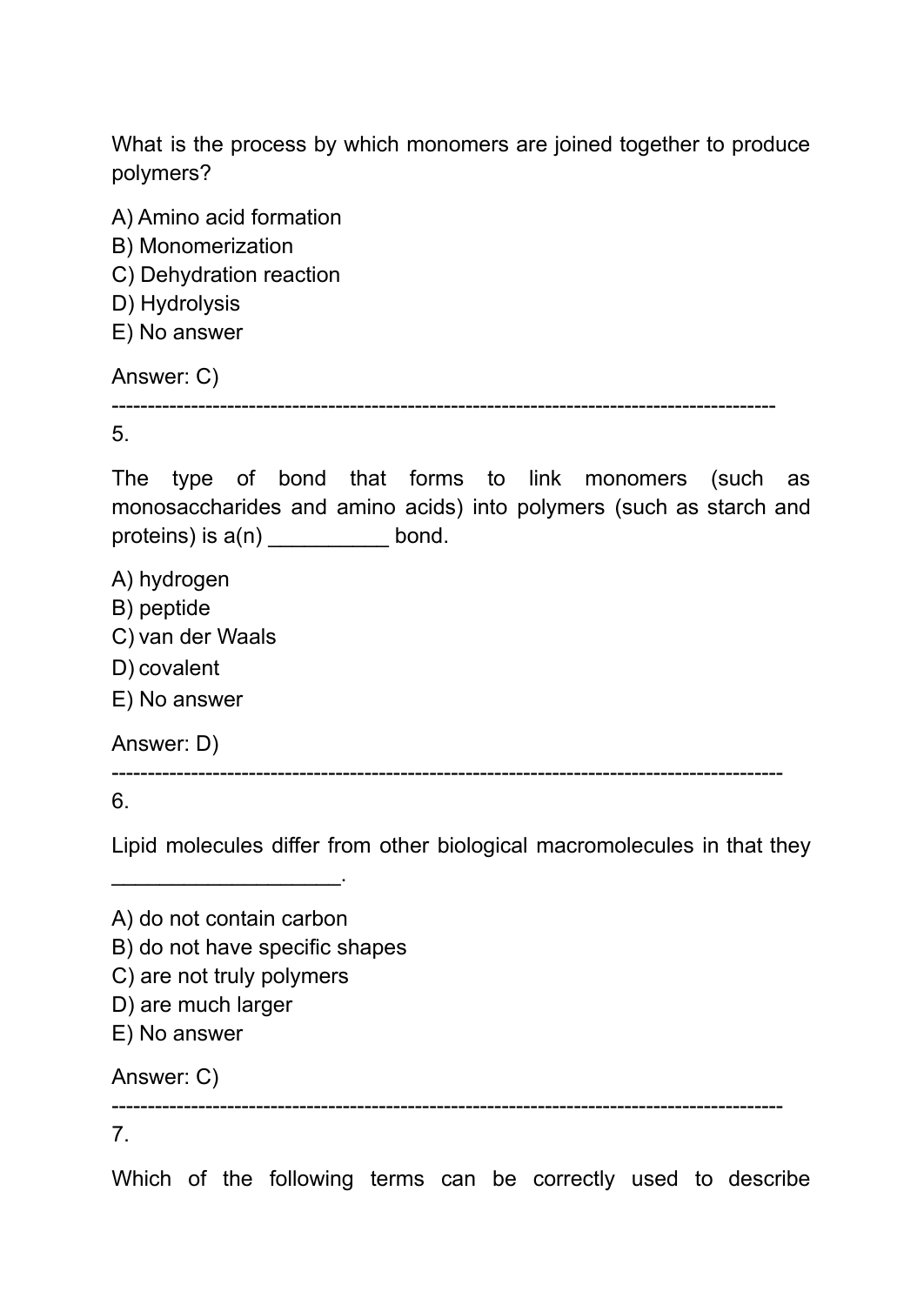What is the process by which monomers are joined together to produce polymers?

A) Amino acid formation
B) Monomerization
C) Dehydration reaction
D) Hydrolysis
E) No answer

Answer: C)

---

5.

The type of bond that forms to link monomers (such as monosaccharides and amino acids) into polymers (such as starch and proteins) is a(n) __________ bond.

A) hydrogen
B) peptide
C) van der Waals
D) covalent
E) No answer

Answer: D)

---

6.

Lipid molecules differ from other biological macromolecules in that they ___________________.

A) do not contain carbon
B) do not have specific shapes
C) are not truly polymers
D) are much larger
E) No answer

Answer: C)

---

7.

Which of the following terms can be correctly used to describe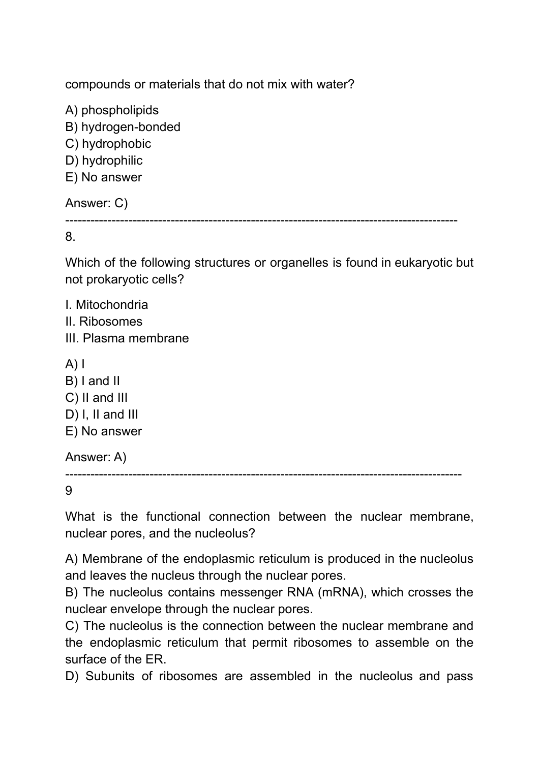compounds or materials that do not mix with water?

A) phospholipids
B) hydrogen-bonded
C) hydrophobic
D) hydrophilic
E) No answer

Answer: C)

---

8.

Which of the following structures or organelles is found in eukaryotic but not prokaryotic cells?

I. Mitochondria
II. Ribosomes
III. Plasma membrane

A) I
B) I and II
C) II and III
D) I, II and III
E) No answer

Answer: A)

---

9

What is the functional connection between the nuclear membrane, nuclear pores, and the nucleolus?

A) Membrane of the endoplasmic reticulum is produced in the nucleolus and leaves the nucleus through the nuclear pores.
B) The nucleolus contains messenger RNA (mRNA), which crosses the nuclear envelope through the nuclear pores.
C) The nucleolus is the connection between the nuclear membrane and the endoplasmic reticulum that permit ribosomes to assemble on the surface of the ER.
D) Subunits of ribosomes are assembled in the nucleolus and pass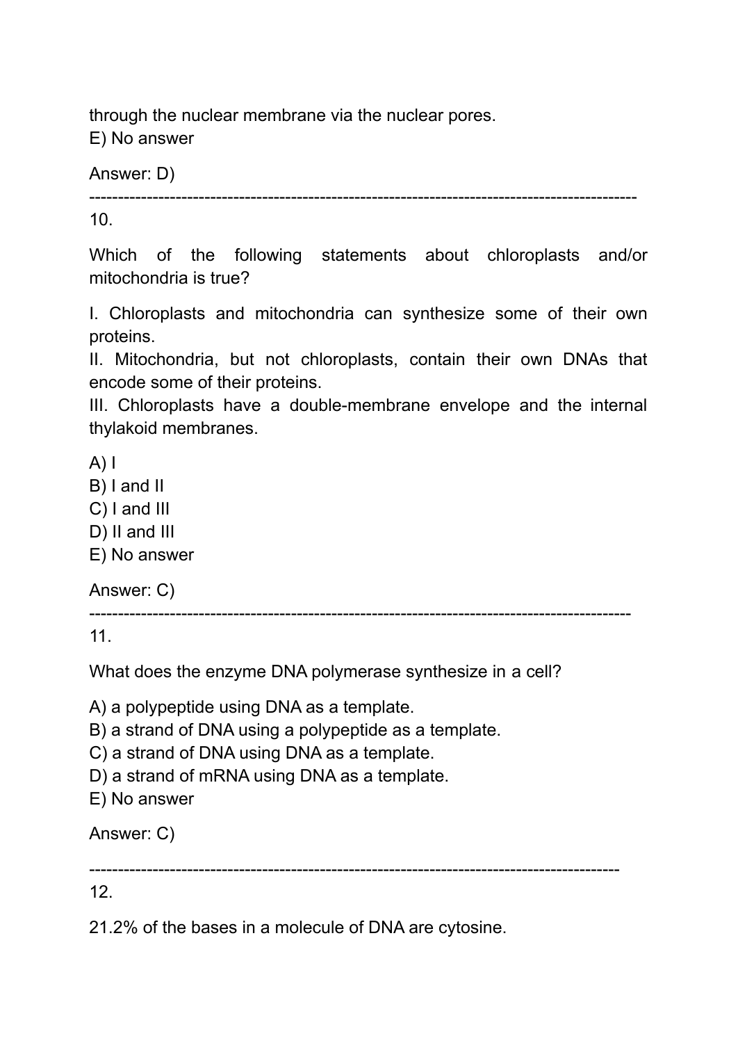through the nuclear membrane via the nuclear pores.
E) No answer

Answer: D)

---

10.

Which of the following statements about chloroplasts and/or mitochondria is true?

I. Chloroplasts and mitochondria can synthesize some of their own proteins.
II. Mitochondria, but not chloroplasts, contain their own DNAs that encode some of their proteins.
III. Chloroplasts have a double-membrane envelope and the internal thylakoid membranes.

A) I
B) I and II
C) I and III
D) II and III
E) No answer

Answer: C)

---

11.

What does the enzyme DNA polymerase synthesize in a cell?

A) a polypeptide using DNA as a template.
B) a strand of DNA using a polypeptide as a template.
C) a strand of DNA using DNA as a template.
D) a strand of mRNA using DNA as a template.
E) No answer

Answer: C)

---

12.

21.2% of the bases in a molecule of DNA are cytosine.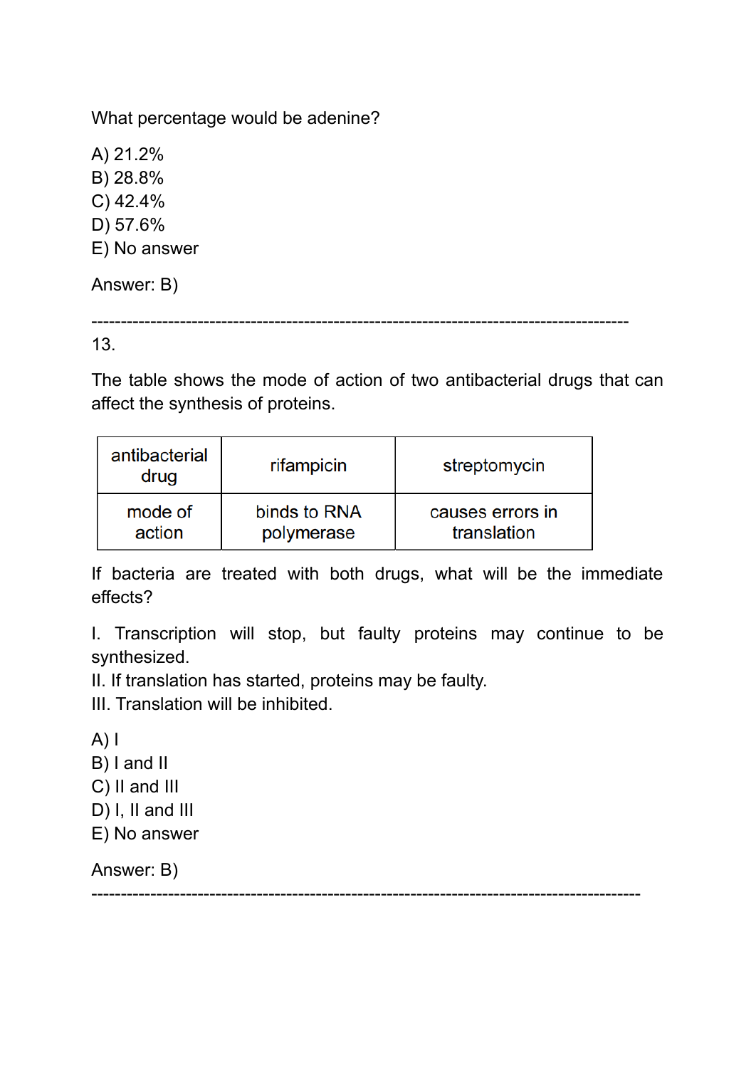What percentage would be adenine?

A) 21.2%
B) 28.8%
C) 42.4%
D) 57.6%
E) No answer

Answer: B)

---

13.

The table shows the mode of action of two antibacterial drugs that can affect the synthesis of proteins.

| antibacterial drug | rifampicin | streptomycin |
|---|---|---|
| mode of action | binds to RNA polymerase | causes errors in translation |

If bacteria are treated with both drugs, what will be the immediate effects?

I. Transcription will stop, but faulty proteins may continue to be synthesized.
II. If translation has started, proteins may be faulty.
III. Translation will be inhibited.

A) I
B) I and II
C) II and III
D) I, II and III
E) No answer

Answer: B)

---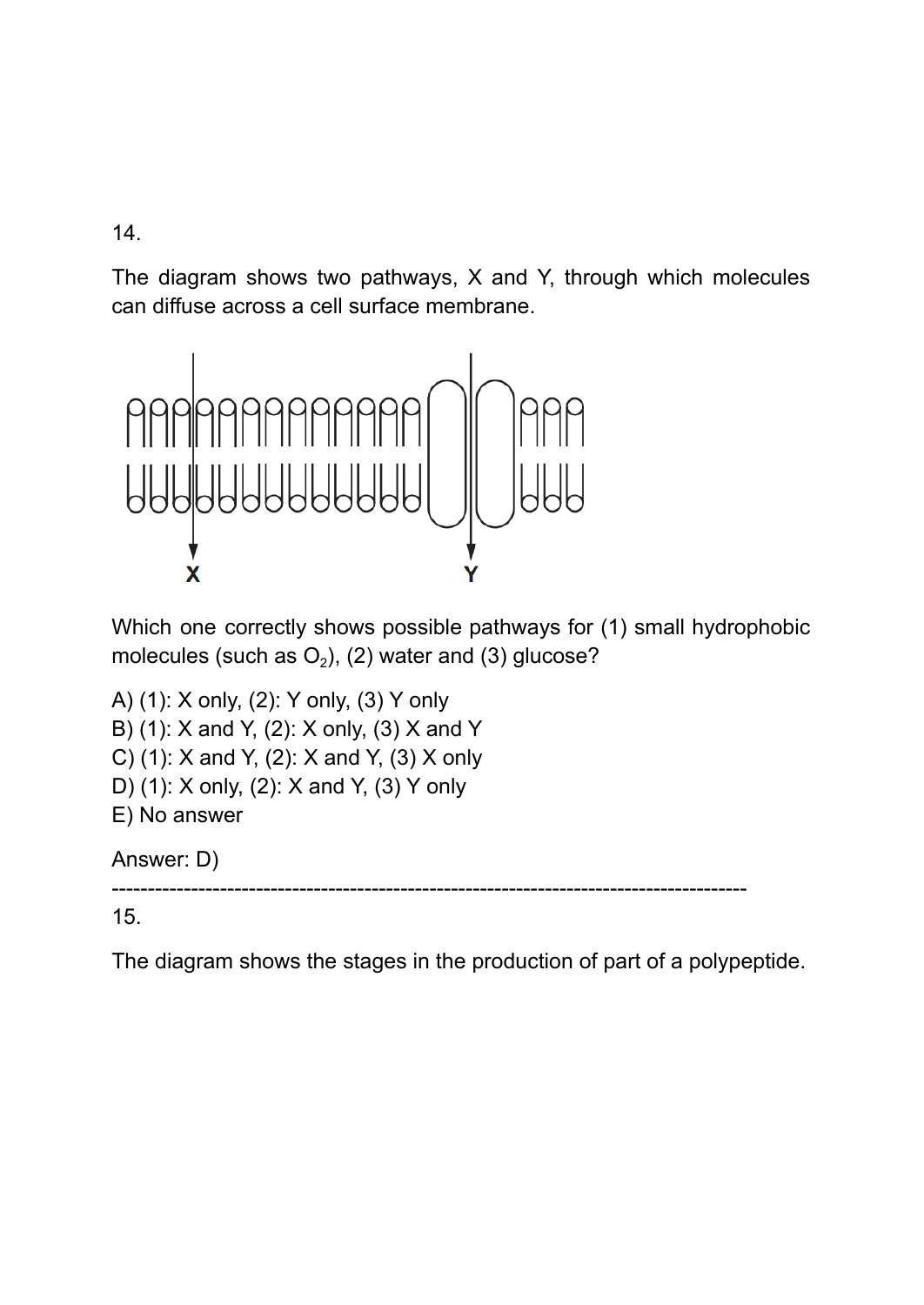14.

The diagram shows two pathways, X and Y, through which molecules can diffuse across a cell surface membrane.

X

Y

Which one correctly shows possible pathways for (1) small hydrophobic molecules (such as $O_2$), (2) water and (3) glucose?

A) (1): X only, (2): Y only, (3) Y only
B) (1): X and Y, (2): X only, (3) X and Y
C) (1): X and Y, (2): X and Y, (3) X only
D) (1): X only, (2): X and Y, (3) Y only
E) No answer

Answer: D)

---

15.

The diagram shows the stages in the production of part of a polypeptide.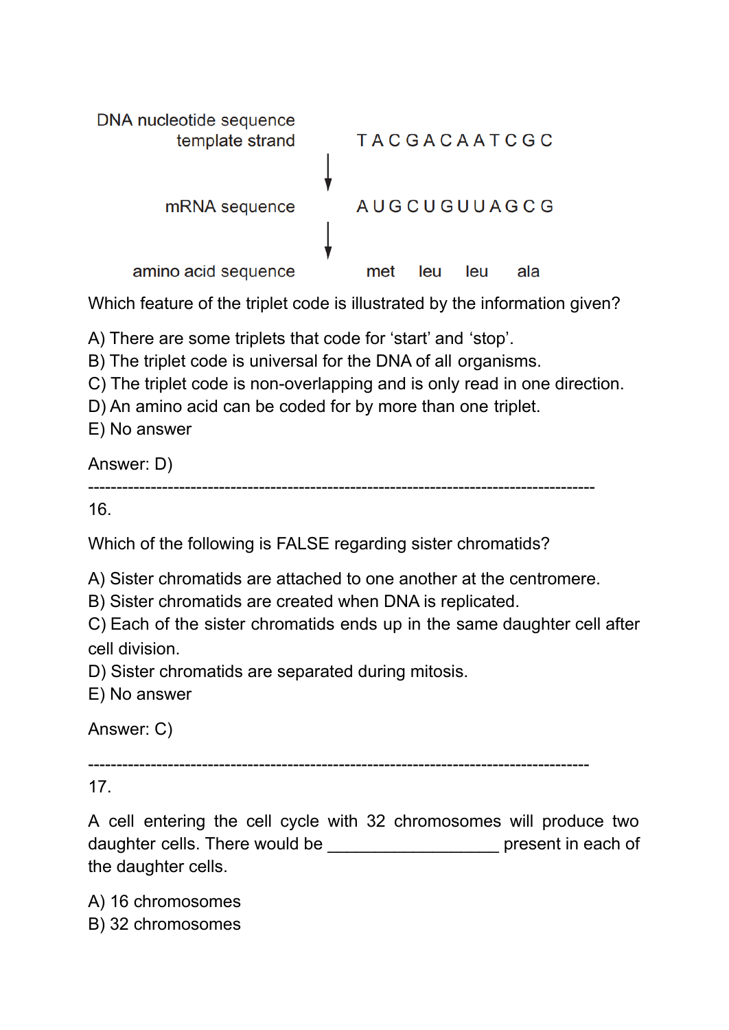| | | |
|---|---|---|
| DNA nucleotide sequence template strand | | T A C G A C A A T C G C |
| | ↓ | |
| mRNA sequence | | A U G C U G U U A G C G |
| | ↓ | |
| amino acid sequence | | met leu leu ala |

Which feature of the triplet code is illustrated by the information given?

A) There are some triplets that code for ‘start’ and ‘stop’.
B) The triplet code is universal for the DNA of all organisms.
C) The triplet code is non-overlapping and is only read in one direction.
D) An amino acid can be coded for by more than one triplet.
E) No answer

Answer: D)

---

16.

Which of the following is FALSE regarding sister chromatids?

A) Sister chromatids are attached to one another at the centromere.
B) Sister chromatids are created when DNA is replicated.
C) Each of the sister chromatids ends up in the same daughter cell after cell division.
D) Sister chromatids are separated during mitosis.
E) No answer

Answer: C)

---

17.

A cell entering the cell cycle with 32 chromosomes will produce two daughter cells. There would be ________________ present in each of the daughter cells.

A) 16 chromosomes
B) 32 chromosomes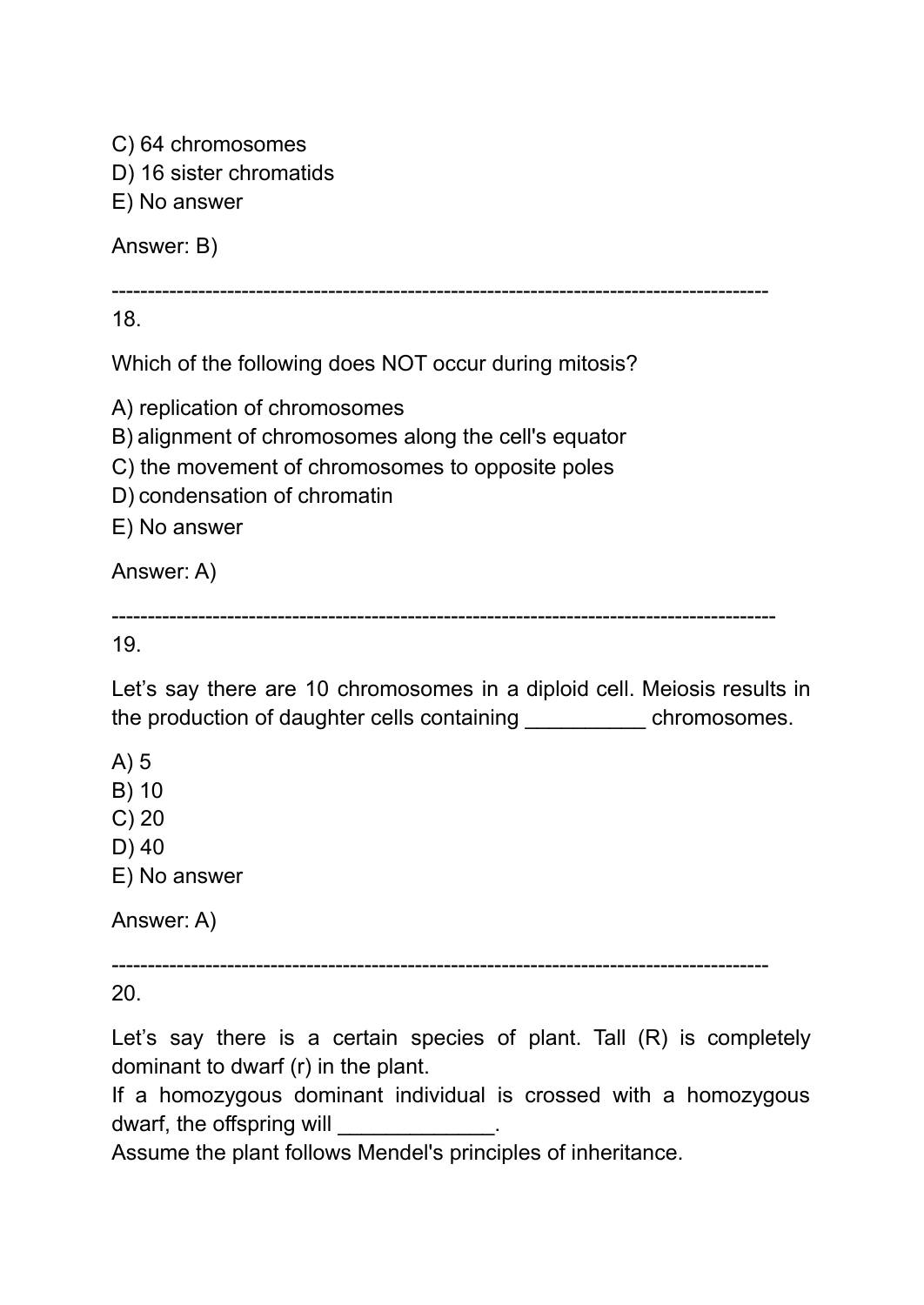C) 64 chromosomes
D) 16 sister chromatids
E) No answer

Answer: B)

---

18.

Which of the following does NOT occur during mitosis?

A) replication of chromosomes
B) alignment of chromosomes along the cell's equator
C) the movement of chromosomes to opposite poles
D) condensation of chromatin
E) No answer

Answer: A)

---

19.

Let's say there are 10 chromosomes in a diploid cell. Meiosis results in the production of daughter cells containing __________ chromosomes.

A) 5
B) 10
C) 20
D) 40
E) No answer

Answer: A)

---

20.

Let's say there is a certain species of plant. Tall (R) is completely dominant to dwarf (r) in the plant.
If a homozygous dominant individual is crossed with a homozygous dwarf, the offspring will _____________.
Assume the plant follows Mendel's principles of inheritance.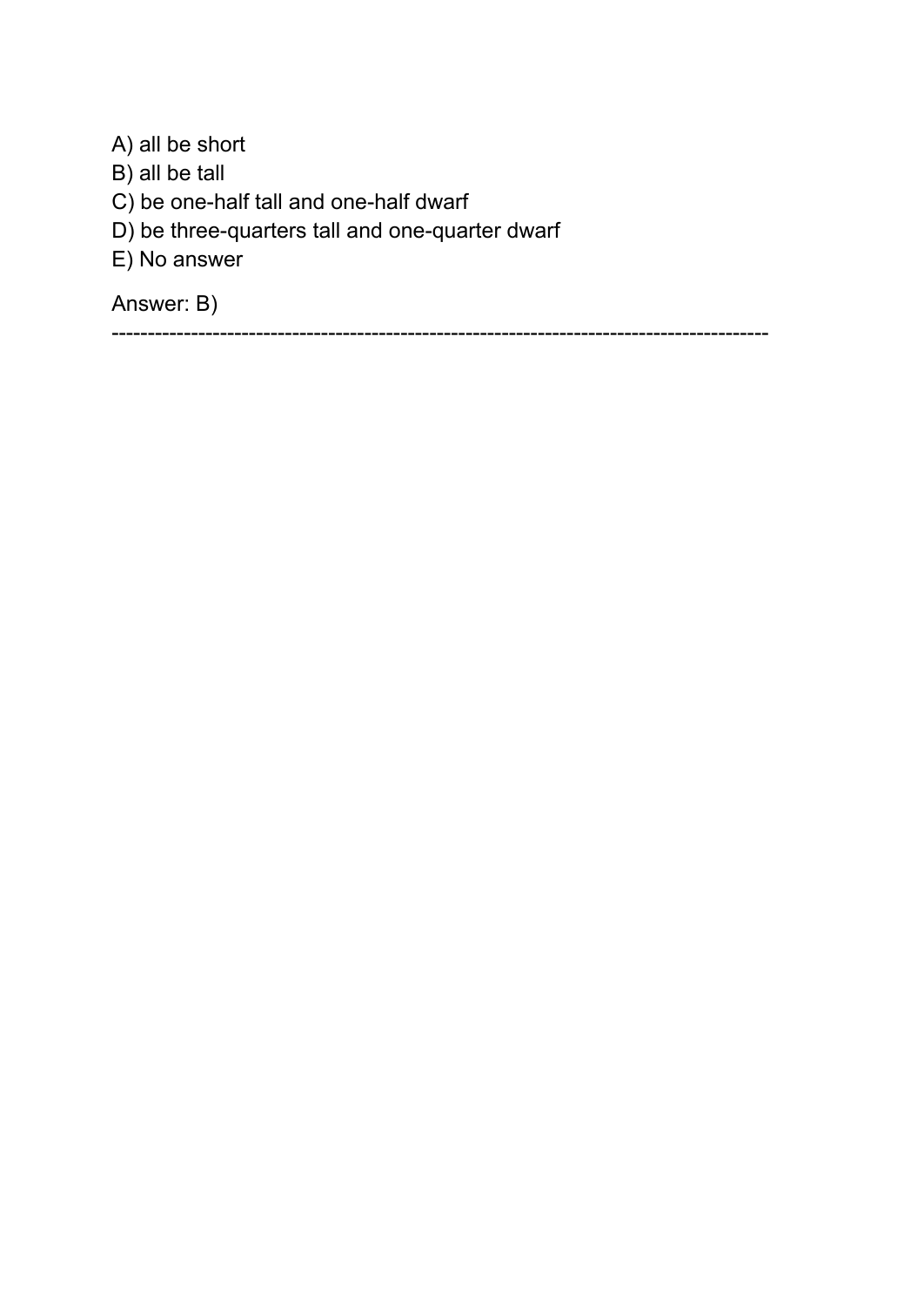A) all be short
B) all be tall
C) be one-half tall and one-half dwarf
D) be three-quarters tall and one-quarter dwarf
E) No answer

Answer: B)

------------------------------------------------------------------------------------------